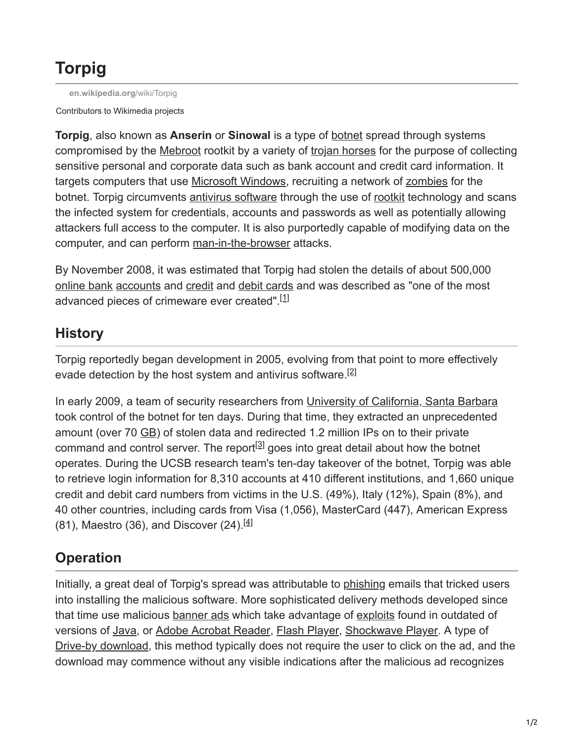# Torpig

en.wikipedia.org/wiki/Torpig

Contributors to Wikimedia projects

**Torpig**, also known as **Anserin** or **Sinowal** is a type of botnet spread through systems compromised by the Mebroot rootkit by a variety of trojan horses for the purpose of collecting sensitive personal and corporate data such as bank account and credit card information. It targets computers that use Microsoft Windows, recruiting a network of zombies for the botnet. Torpig circumvents antivirus software through the use of rootkit technology and scans the infected system for credentials, accounts and passwords as well as potentially allowing attackers full access to the computer. It is also purportedly capable of modifying data on the computer, and can perform man-in-the-browser attacks.

By November 2008, it was estimated that Torpig had stolen the details of about 500,000 online bank accounts and credit and debit cards and was described as "one of the most advanced pieces of crimeware ever created".[1]

## History

Torpig reportedly began development in 2005, evolving from that point to more effectively evade detection by the host system and antivirus software.[2]

In early 2009, a team of security researchers from University of California, Santa Barbara took control of the botnet for ten days. During that time, they extracted an unprecedented amount (over 70 GB) of stolen data and redirected 1.2 million IPs on to their private command and control server. The report[3] goes into great detail about how the botnet operates. During the UCSB research team's ten-day takeover of the botnet, Torpig was able to retrieve login information for 8,310 accounts at 410 different institutions, and 1,660 unique credit and debit card numbers from victims in the U.S. (49%), Italy (12%), Spain (8%), and 40 other countries, including cards from Visa (1,056), MasterCard (447), American Express (81), Maestro (36), and Discover (24).[4]

## Operation

Initially, a great deal of Torpig's spread was attributable to phishing emails that tricked users into installing the malicious software. More sophisticated delivery methods developed since that time use malicious banner ads which take advantage of exploits found in outdated of versions of Java, or Adobe Acrobat Reader, Flash Player, Shockwave Player. A type of Drive-by download, this method typically does not require the user to click on the ad, and the download may commence without any visible indications after the malicious ad recognizes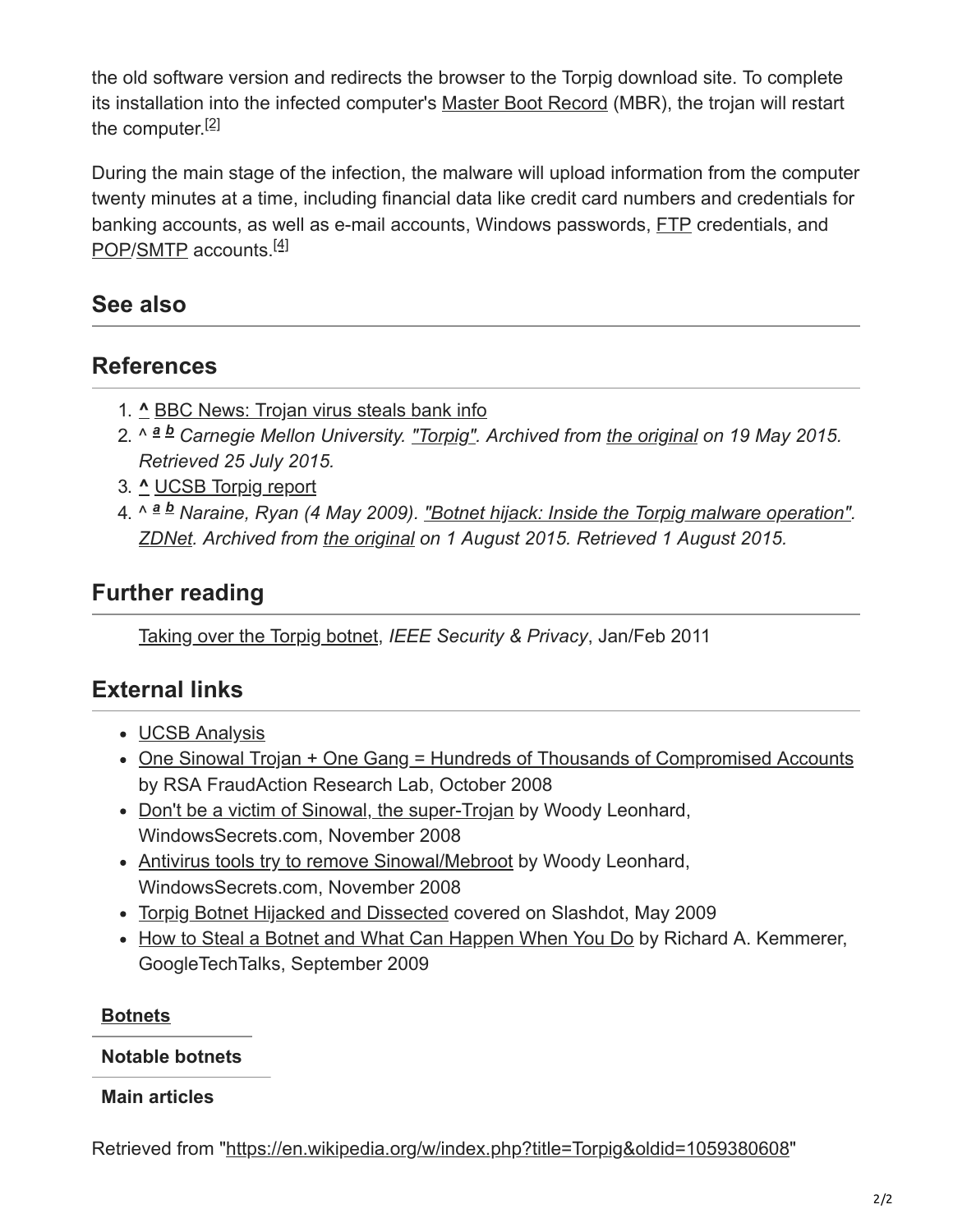the old software version and redirects the browser to the Torpig download site. To complete its installation into the infected computer's Master Boot Record (MBR), the trojan will restart the computer.[2]

During the main stage of the infection, the malware will upload information from the computer twenty minutes at a time, including financial data like credit card numbers and credentials for banking accounts, as well as e-mail accounts, Windows passwords, FTP credentials, and POP/SMTP accounts.[4]

## See also

## References

1. ^ BBC News: Trojan virus steals bank info
2. ^ *a* *b* *Carnegie Mellon University. "Torpig". Archived from the original on 19 May 2015. Retrieved 25 July 2015.*
3. ^ UCSB Torpig report
4. ^ *a* *b* *Naraine, Ryan (4 May 2009). "Botnet hijack: Inside the Torpig malware operation". ZDNet. Archived from the original on 1 August 2015. Retrieved 1 August 2015.*

## Further reading

Taking over the Torpig botnet, *IEEE Security & Privacy*, Jan/Feb 2011

## External links

- UCSB Analysis
- One Sinowal Trojan + One Gang = Hundreds of Thousands of Compromised Accounts by RSA FraudAction Research Lab, October 2008
- Don't be a victim of Sinowal, the super-Trojan by Woody Leonhard, WindowsSecrets.com, November 2008
- Antivirus tools try to remove Sinowal/Mebroot by Woody Leonhard, WindowsSecrets.com, November 2008
- Torpig Botnet Hijacked and Dissected covered on Slashdot, May 2009
- How to Steal a Botnet and What Can Happen When You Do by Richard A. Kemmerer, GoogleTechTalks, September 2009

**Botnets**

**Notable botnets**

**Main articles**

Retrieved from "https://en.wikipedia.org/w/index.php?title=Torpig&oldid=1059380608"